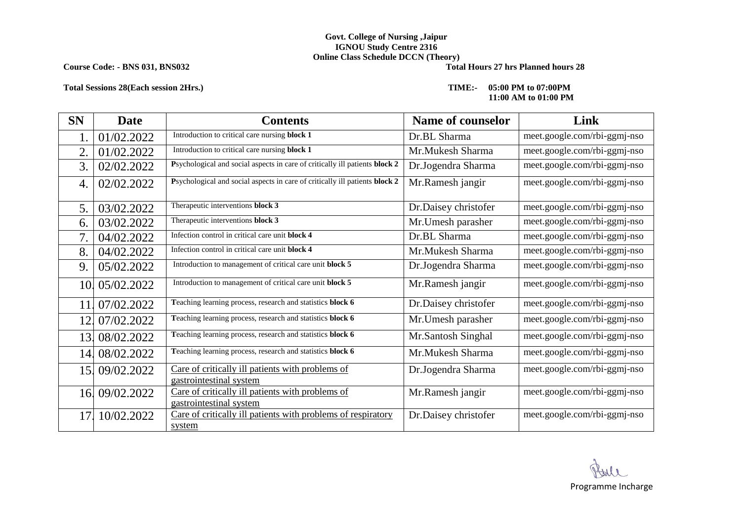**Govt. College of Nursing ,Jaipur**
**IGNOU Study Centre 2316**
**Online Class Schedule DCCN (Theory)**

**Course Code: - BNS 031, BNS032** **Total Hours 27 hrs Planned hours 28**

**Total Sessions 28(Each session 2Hrs.)** **TIME:- 05:00 PM to 07:00PM**
**11:00 AM to 01:00 PM**

| SN | Date | Contents | Name of counselor | Link |
|---|---|---|---|---|
| 1. | 01/02.2022 | Introduction to critical care nursing **block 1** | Dr.BL Sharma | meet.google.com/rbi-ggmj-nso |
| 2. | 01/02.2022 | Introduction to critical care nursing **block 1** | Mr.Mukesh Sharma | meet.google.com/rbi-ggmj-nso |
| 3. | 02/02.2022 | **P**sychological and social aspects in care of critically ill patients **block 2** | Dr.Jogendra Sharma | meet.google.com/rbi-ggmj-nso |
| 4. | 02/02.2022 | **P**sychological and social aspects in care of critically ill patients **block 2** | Mr.Ramesh jangir | meet.google.com/rbi-ggmj-nso |
| 5. | 03/02.2022 | Therapeutic interventions **block 3** | Dr.Daisey christofer | meet.google.com/rbi-ggmj-nso |
| 6. | 03/02.2022 | Therapeutic interventions **block 3** | Mr.Umesh parasher | meet.google.com/rbi-ggmj-nso |
| 7. | 04/02.2022 | Infection control in critical care unit **block 4** | Dr.BL Sharma | meet.google.com/rbi-ggmj-nso |
| 8. | 04/02.2022 | Infection control in critical care unit **block 4** | Mr.Mukesh Sharma | meet.google.com/rbi-ggmj-nso |
| 9. | 05/02.2022 | Introduction to management of critical care unit **block 5** | Dr.Jogendra Sharma | meet.google.com/rbi-ggmj-nso |
| 10. | 05/02.2022 | Introduction to management of critical care unit **block 5** | Mr.Ramesh jangir | meet.google.com/rbi-ggmj-nso |
| 11. | 07/02.2022 | **T**eaching learning process, research and statistics **block 6** | Dr.Daisey christofer | meet.google.com/rbi-ggmj-nso |
| 12. | 07/02.2022 | **T**eaching learning process, research and statistics **block 6** | Mr.Umesh parasher | meet.google.com/rbi-ggmj-nso |
| 13. | 08/02.2022 | **T**eaching learning process, research and statistics **block 6** | Mr.Santosh Singhal | meet.google.com/rbi-ggmj-nso |
| 14. | 08/02.2022 | **T**eaching learning process, research and statistics **block 6** | Mr.Mukesh Sharma | meet.google.com/rbi-ggmj-nso |
| 15. | 09/02.2022 | Care of critically ill patients with problems of gastrointestinal system | Dr.Jogendra Sharma | meet.google.com/rbi-ggmj-nso |
| 16. | 09/02.2022 | Care of critically ill patients with problems of gastrointestinal system | Mr.Ramesh jangir | meet.google.com/rbi-ggmj-nso |
| 17. | 10/02.2022 | Care of critically ill patients with problems of respiratory system | Dr.Daisey christofer | meet.google.com/rbi-ggmj-nso |

Programme Incharge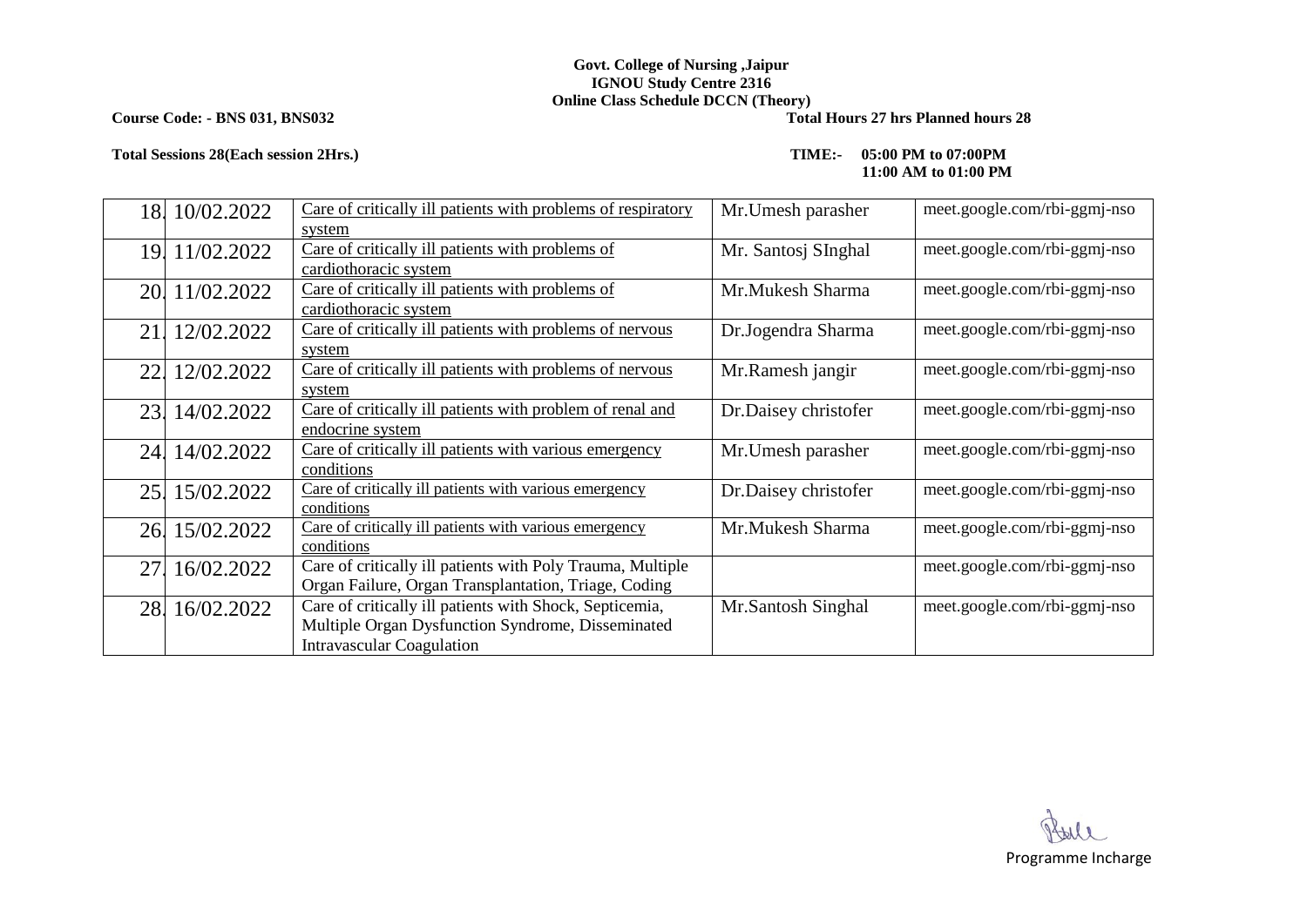**Govt. College of Nursing ,Jaipur**
**IGNOU Study Centre 2316**
**Online Class Schedule DCCN (Theory)**

**Course Code: - BNS 031, BNS032** **Total Hours 27 hrs Planned hours 28**

**Total Sessions 28(Each session 2Hrs.)** **TIME:- 05:00 PM to 07:00PM**
**11:00 AM to 01:00 PM**

| | | | | |
|---|---|---|---|---|
| 18. | 10/02.2022 | Care of critically ill patients with problems of respiratory system | Mr.Umesh parasher | meet.google.com/rbi-ggmj-nso |
| 19. | 11/02.2022 | Care of critically ill patients with problems of cardiothoracic system | Mr. Santosj SInghal | meet.google.com/rbi-ggmj-nso |
| 20. | 11/02.2022 | Care of critically ill patients with problems of cardiothoracic system | Mr.Mukesh Sharma | meet.google.com/rbi-ggmj-nso |
| 21. | 12/02.2022 | Care of critically ill patients with problems of nervous system | Dr.Jogendra Sharma | meet.google.com/rbi-ggmj-nso |
| 22. | 12/02.2022 | Care of critically ill patients with problems of nervous system | Mr.Ramesh jangir | meet.google.com/rbi-ggmj-nso |
| 23. | 14/02.2022 | Care of critically ill patients with problem of renal and endocrine system | Dr.Daisey christofer | meet.google.com/rbi-ggmj-nso |
| 24. | 14/02.2022 | Care of critically ill patients with various emergency conditions | Mr.Umesh parasher | meet.google.com/rbi-ggmj-nso |
| 25. | 15/02.2022 | Care of critically ill patients with various emergency conditions | Dr.Daisey christofer | meet.google.com/rbi-ggmj-nso |
| 26. | 15/02.2022 | Care of critically ill patients with various emergency conditions | Mr.Mukesh Sharma | meet.google.com/rbi-ggmj-nso |
| 27. | 16/02.2022 | Care of critically ill patients with Poly Trauma, Multiple Organ Failure, Organ Transplantation, Triage, Coding | | meet.google.com/rbi-ggmj-nso |
| 28. | 16/02.2022 | Care of critically ill patients with Shock, Septicemia, Multiple Organ Dysfunction Syndrome, Disseminated Intravascular Coagulation | Mr.Santosh Singhal | meet.google.com/rbi-ggmj-nso |

Programme Incharge